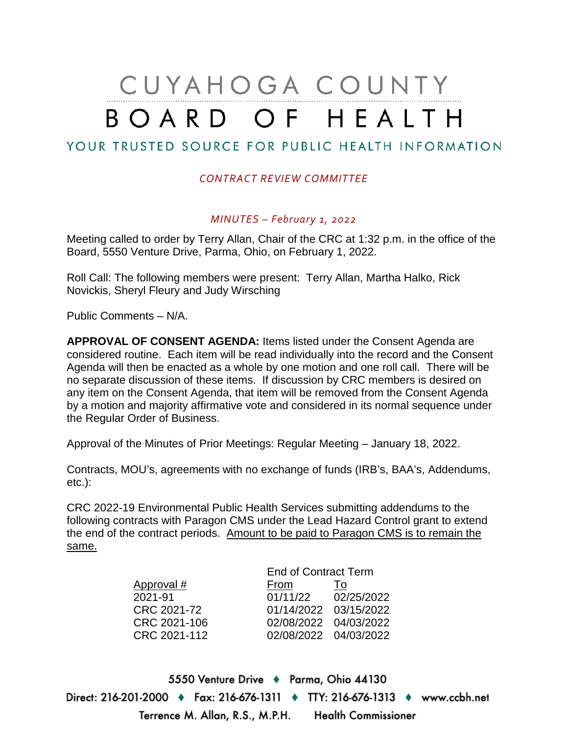# CUYAHOGA COUNTY BOARD OF HEALTH

YOUR TRUSTED SOURCE FOR PUBLIC HEALTH INFORMATION

*CONTRACT REVIEW COMMITTEE*

*MINUTES – February 1, 2022*

Meeting called to order by Terry Allan, Chair of the CRC at 1:32 p.m. in the office of the Board, 5550 Venture Drive, Parma, Ohio, on February 1, 2022.

Roll Call: The following members were present: Terry Allan, Martha Halko, Rick Novickis, Sheryl Fleury and Judy Wirsching

Public Comments – N/A.

**APPROVAL OF CONSENT AGENDA:** Items listed under the Consent Agenda are considered routine. Each item will be read individually into the record and the Consent Agenda will then be enacted as a whole by one motion and one roll call. There will be no separate discussion of these items. If discussion by CRC members is desired on any item on the Consent Agenda, that item will be removed from the Consent Agenda by a motion and majority affirmative vote and considered in its normal sequence under the Regular Order of Business.

Approval of the Minutes of Prior Meetings: Regular Meeting – January 18, 2022.

Contracts, MOU's, agreements with no exchange of funds (IRB's, BAA's, Addendums, etc.):

CRC 2022-19 Environmental Public Health Services submitting addendums to the following contracts with Paragon CMS under the Lead Hazard Control grant to extend the end of the contract periods. Amount to be paid to Paragon CMS is to remain the same.

| | End of Contract Term | |
|---|---|---|
| Approval # | From | To |
| 2021-91 | 01/11/22 | 02/25/2022 |
| CRC 2021-72 | 01/14/2022 | 03/15/2022 |
| CRC 2021-106 | 02/08/2022 | 04/03/2022 |
| CRC 2021-112 | 02/08/2022 | 04/03/2022 |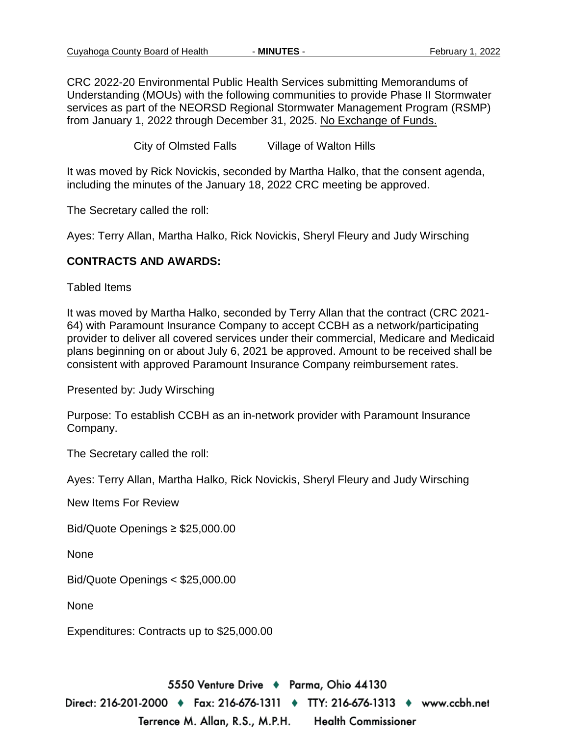CRC 2022-20 Environmental Public Health Services submitting Memorandums of Understanding (MOUs) with the following communities to provide Phase II Stormwater services as part of the NEORSD Regional Stormwater Management Program (RSMP) from January 1, 2022 through December 31, 2025. No Exchange of Funds.

City of Olmsted Falls　　Village of Walton Hills

It was moved by Rick Novickis, seconded by Martha Halko, that the consent agenda, including the minutes of the January 18, 2022 CRC meeting be approved.

The Secretary called the roll:

Ayes: Terry Allan, Martha Halko, Rick Novickis, Sheryl Fleury and Judy Wirsching

**CONTRACTS AND AWARDS:**

Tabled Items

It was moved by Martha Halko, seconded by Terry Allan that the contract (CRC 2021-64) with Paramount Insurance Company to accept CCBH as a network/participating provider to deliver all covered services under their commercial, Medicare and Medicaid plans beginning on or about July 6, 2021 be approved. Amount to be received shall be consistent with approved Paramount Insurance Company reimbursement rates.

Presented by: Judy Wirsching

Purpose: To establish CCBH as an in-network provider with Paramount Insurance Company.

The Secretary called the roll:

Ayes: Terry Allan, Martha Halko, Rick Novickis, Sheryl Fleury and Judy Wirsching

New Items For Review

Bid/Quote Openings ≥ $25,000.00

None

Bid/Quote Openings < $25,000.00

None

Expenditures: Contracts up to $25,000.00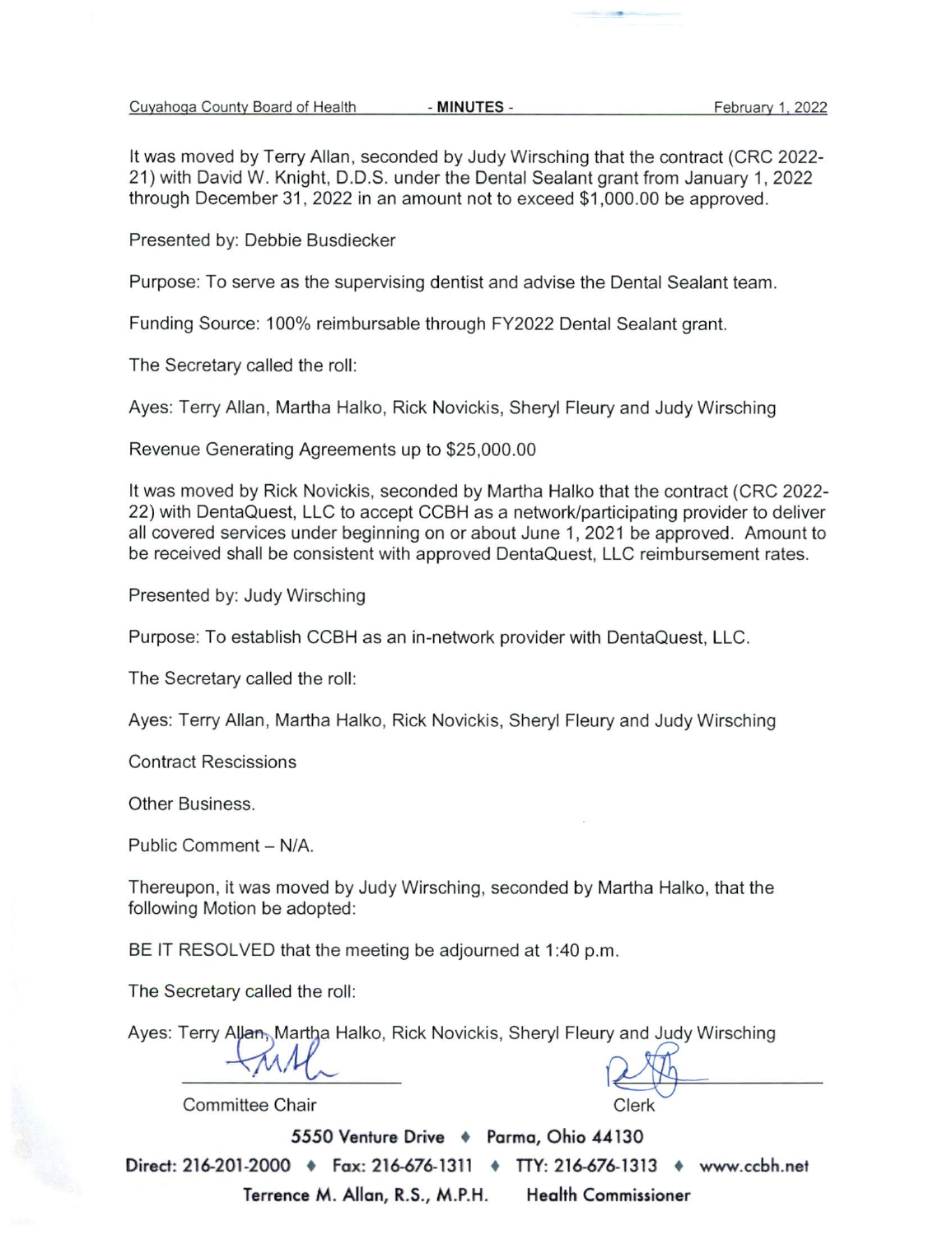It was moved by Terry Allan, seconded by Judy Wirsching that the contract (CRC 2022-21) with David W. Knight, D.D.S. under the Dental Sealant grant from January 1, 2022 through December 31, 2022 in an amount not to exceed $1,000.00 be approved.

Presented by: Debbie Busdiecker

Purpose: To serve as the supervising dentist and advise the Dental Sealant team.

Funding Source: 100% reimbursable through FY2022 Dental Sealant grant.

The Secretary called the roll:

Ayes: Terry Allan, Martha Halko, Rick Novickis, Sheryl Fleury and Judy Wirsching

Revenue Generating Agreements up to $25,000.00

It was moved by Rick Novickis, seconded by Martha Halko that the contract (CRC 2022-22) with DentaQuest, LLC to accept CCBH as a network/participating provider to deliver all covered services under beginning on or about June 1, 2021 be approved. Amount to be received shall be consistent with approved DentaQuest, LLC reimbursement rates.

Presented by: Judy Wirsching

Purpose: To establish CCBH as an in-network provider with DentaQuest, LLC.

The Secretary called the roll:

Ayes: Terry Allan, Martha Halko, Rick Novickis, Sheryl Fleury and Judy Wirsching

Contract Rescissions

Other Business.

Public Comment – N/A.

Thereupon, it was moved by Judy Wirsching, seconded by Martha Halko, that the following Motion be adopted:

BE IT RESOLVED that the meeting be adjourned at 1:40 p.m.

The Secretary called the roll:

Ayes: Terry Allan, Martha Halko, Rick Novickis, Sheryl Fleury and Judy Wirsching

Committee Chair

Clerk

5550 Venture Drive ♦ Parma, Ohio 44130

Direct: 216-201-2000 ♦ Fax: 216-676-1311 ♦ TTY: 216-676-1313 ♦ www.ccbh.net

Terrence M. Allan, R.S., M.P.H. Health Commissioner